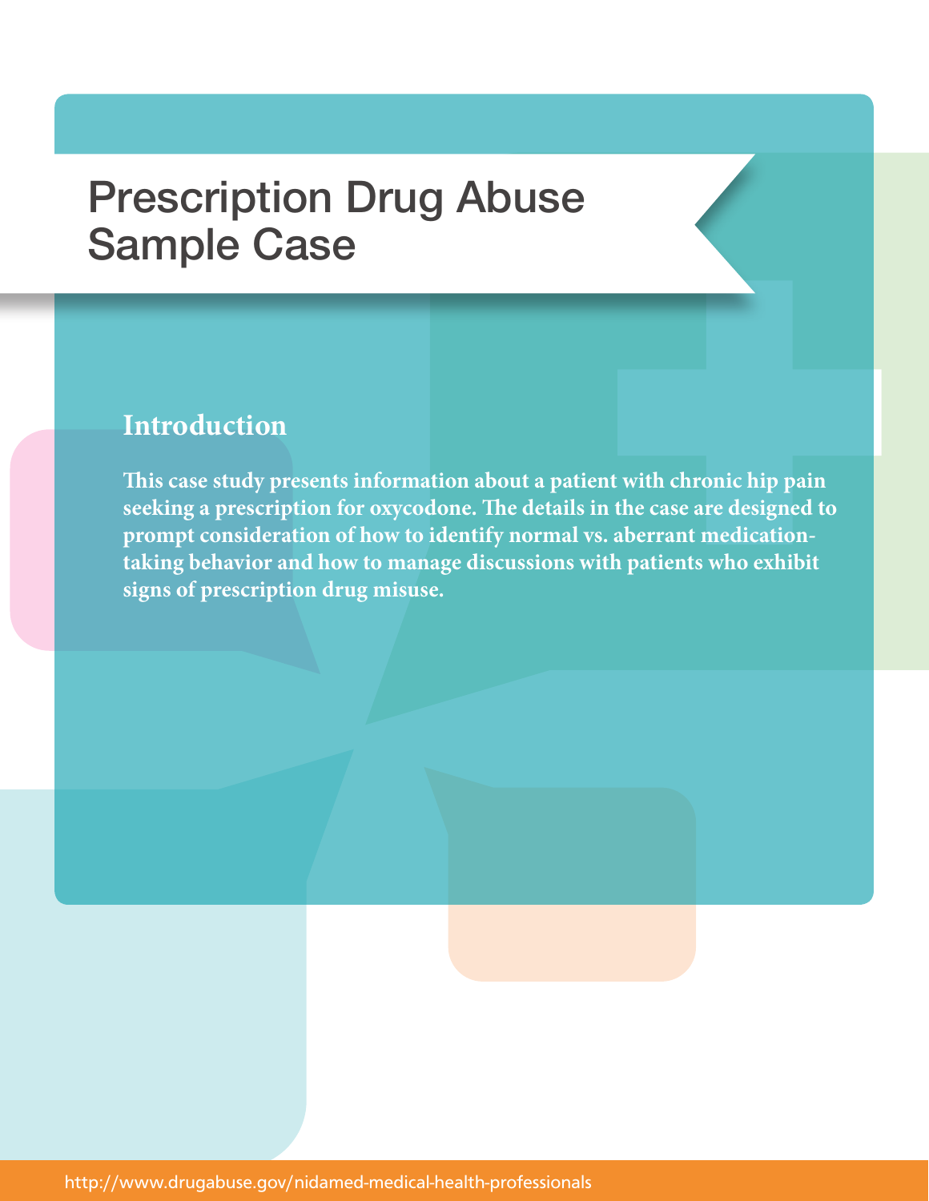# Prescription Drug Abuse Sample Case

## Introduction

**This case study presents information about a patient with chronic hip pain seeking a prescription for oxycodone. The details in the case are designed to prompt consideration of how to identify normal vs. aberrant medication-taking behavior and how to manage discussions with patients who exhibit signs of prescription drug misuse.**

http://www.drugabuse.gov/nidamed-medical-health-professionals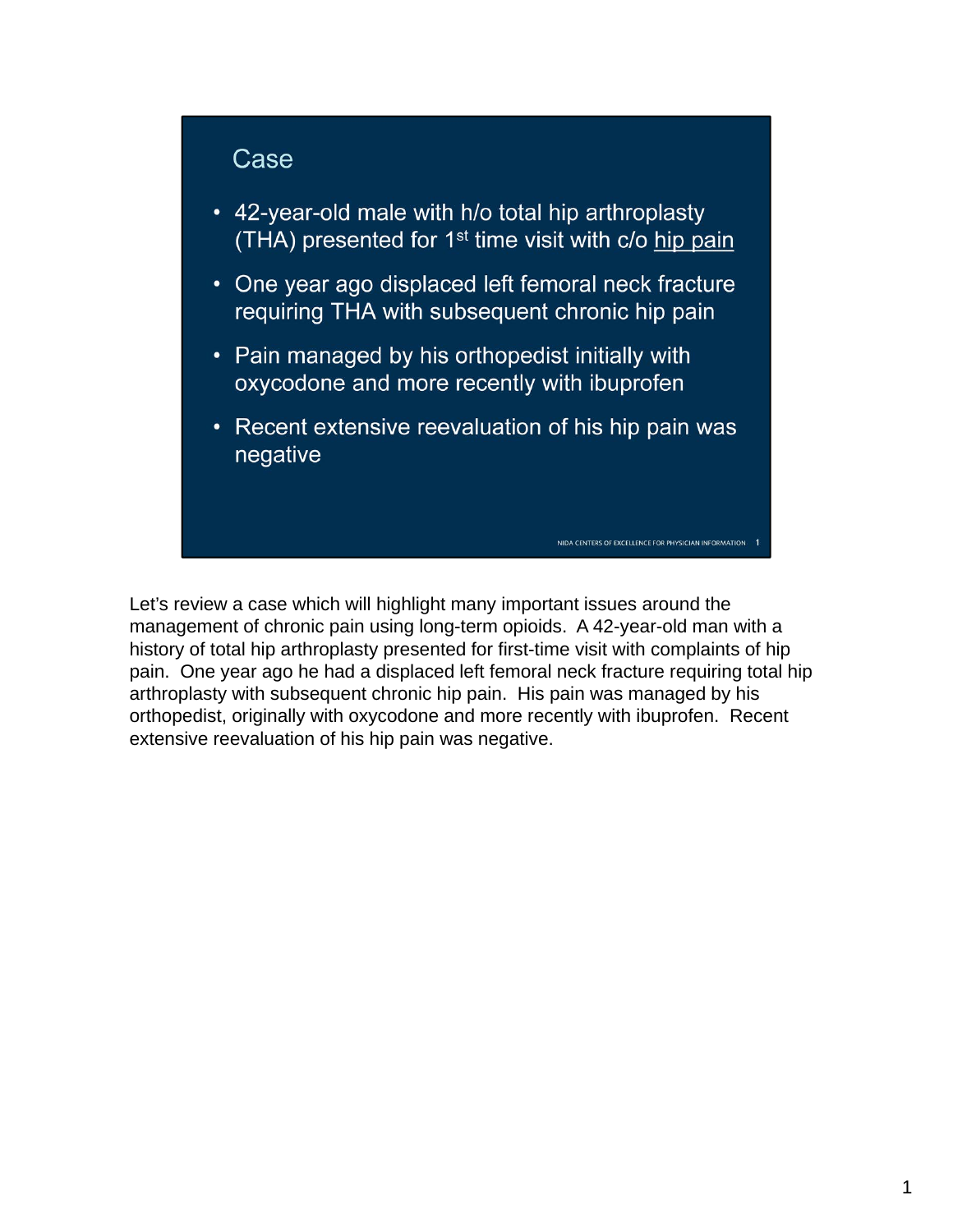## Case

- 42-year-old male with h/o total hip arthroplasty (THA) presented for 1st time visit with c/o hip pain
- One year ago displaced left femoral neck fracture requiring THA with subsequent chronic hip pain
- Pain managed by his orthopedist initially with oxycodone and more recently with ibuprofen
- Recent extensive reevaluation of his hip pain was negative

Let's review a case which will highlight many important issues around the management of chronic pain using long-term opioids. A 42-year-old man with a history of total hip arthroplasty presented for first-time visit with complaints of hip pain. One year ago he had a displaced left femoral neck fracture requiring total hip arthroplasty with subsequent chronic hip pain. His pain was managed by his orthopedist, originally with oxycodone and more recently with ibuprofen. Recent extensive reevaluation of his hip pain was negative.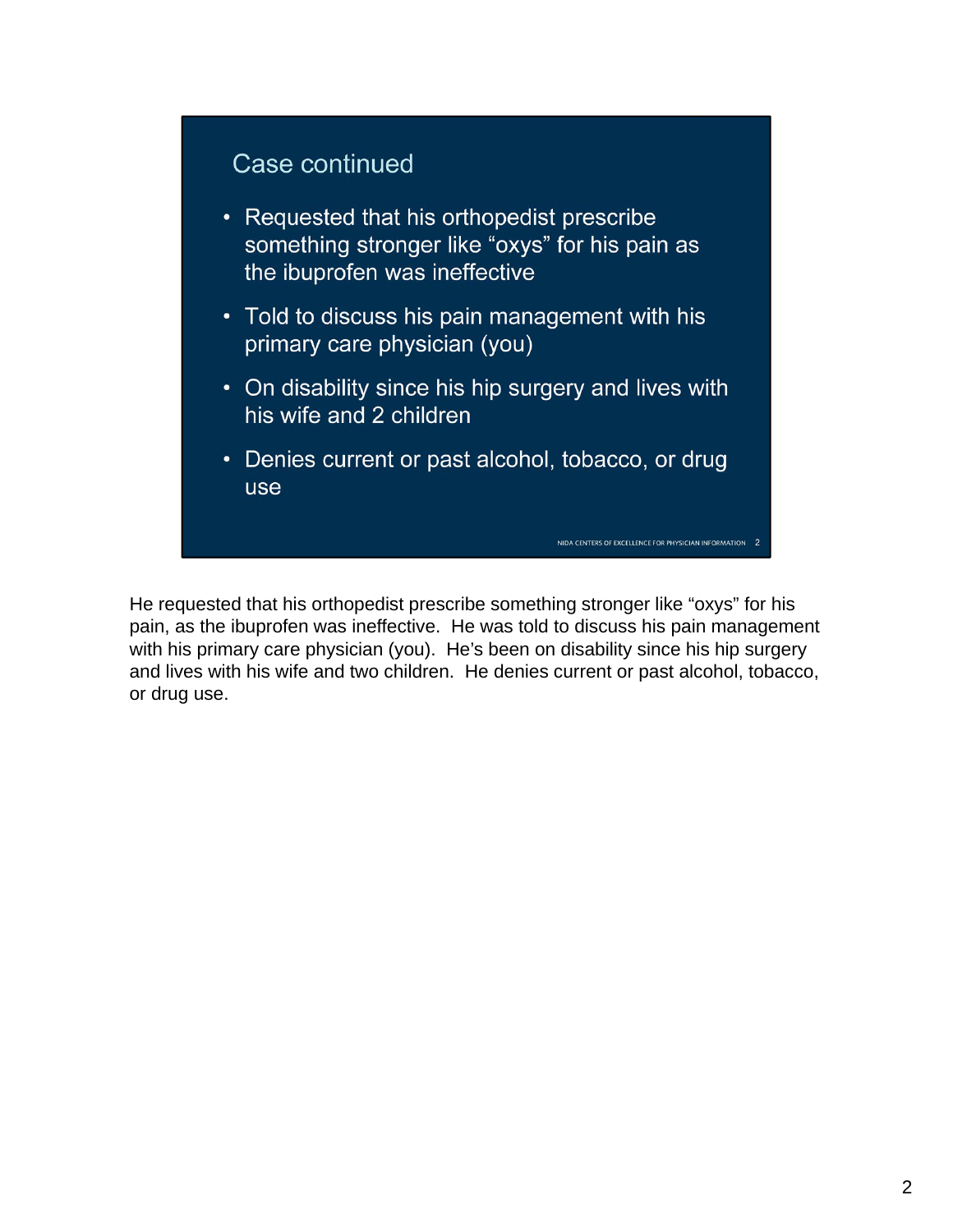## Case continued

- Requested that his orthopedist prescribe something stronger like “oxys” for his pain as the ibuprofen was ineffective
- Told to discuss his pain management with his primary care physician (you)
- On disability since his hip surgery and lives with his wife and 2 children
- Denies current or past alcohol, tobacco, or drug use

NIDA CENTERS OF EXCELLENCE FOR PHYSICIAN INFORMATION 2

He requested that his orthopedist prescribe something stronger like “oxys” for his pain, as the ibuprofen was ineffective. He was told to discuss his pain management with his primary care physician (you). He’s been on disability since his hip surgery and lives with his wife and two children. He denies current or past alcohol, tobacco, or drug use.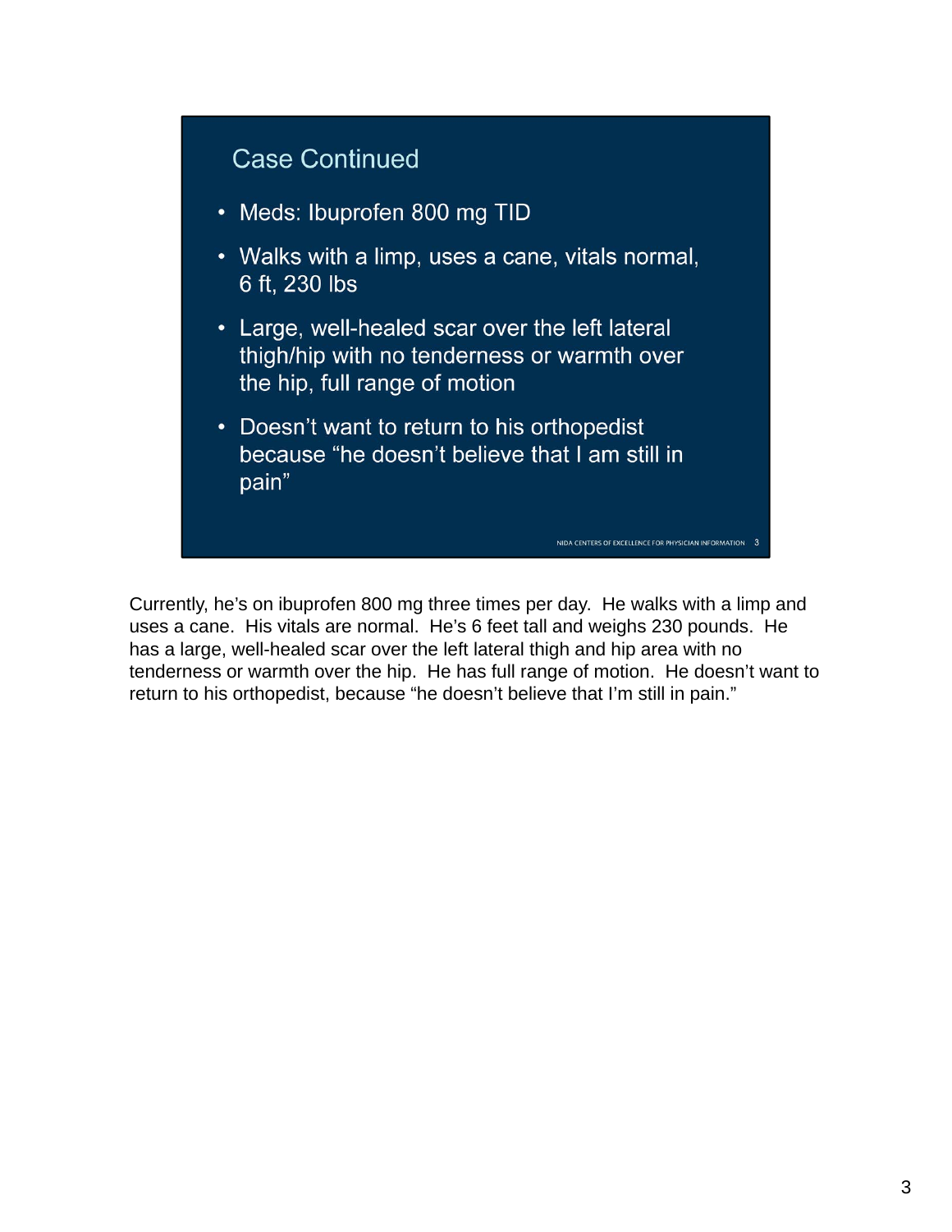## Case Continued

- Meds: Ibuprofen 800 mg TID
- Walks with a limp, uses a cane, vitals normal, 6 ft, 230 lbs
- Large, well-healed scar over the left lateral thigh/hip with no tenderness or warmth over the hip, full range of motion
- Doesn't want to return to his orthopedist because "he doesn't believe that I am still in pain"

NIDA CENTERS OF EXCELLENCE FOR PHYSICIAN INFORMATION

Currently, he's on ibuprofen 800 mg three times per day. He walks with a limp and uses a cane. His vitals are normal. He's 6 feet tall and weighs 230 pounds. He has a large, well-healed scar over the left lateral thigh and hip area with no tenderness or warmth over the hip. He has full range of motion. He doesn't want to return to his orthopedist, because "he doesn't believe that I'm still in pain."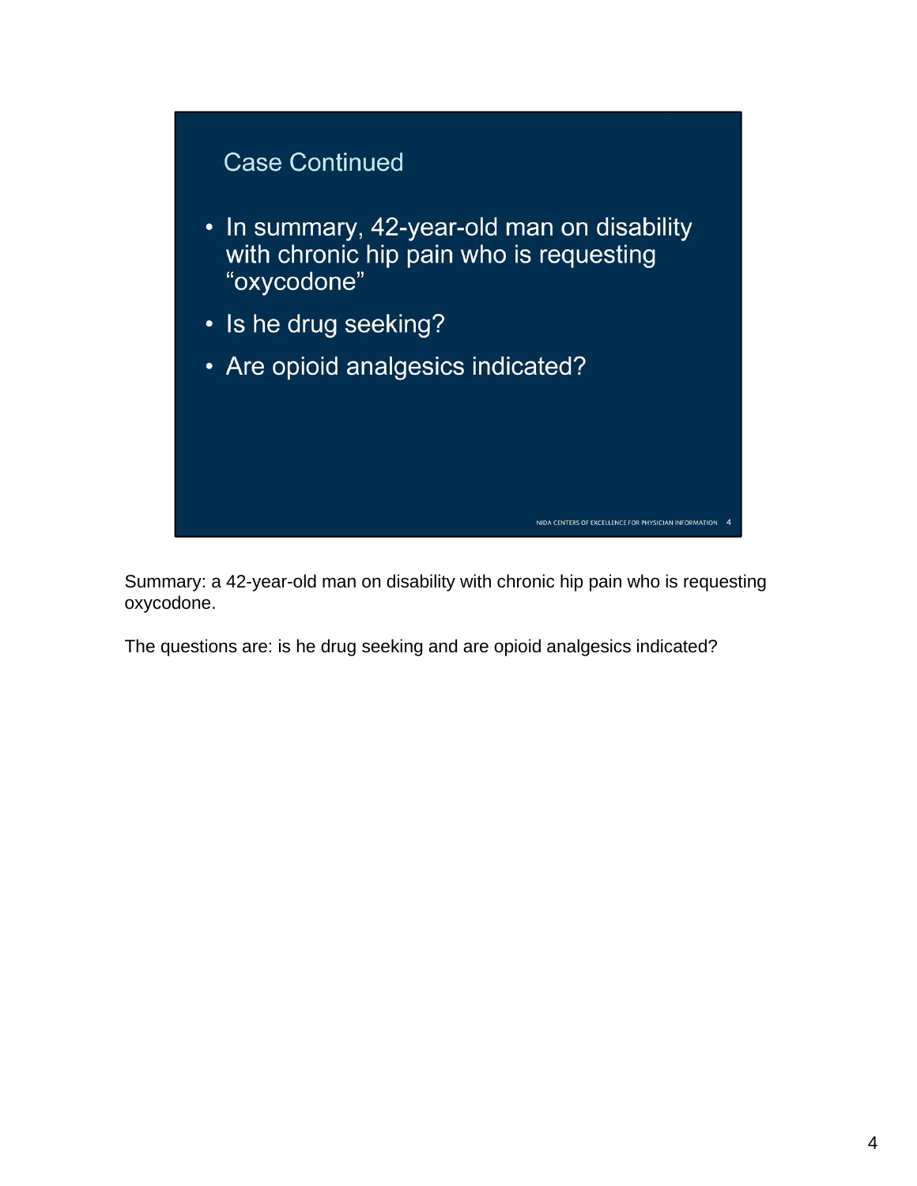## Case Continued

- In summary, 42-year-old man on disability with chronic hip pain who is requesting "oxycodone"
- Is he drug seeking?
- Are opioid analgesics indicated?

NIDA CENTERS OF EXCELLENCE FOR PHYSICIAN INFORMATION

Summary: a 42-year-old man on disability with chronic hip pain who is requesting oxycodone.

The questions are: is he drug seeking and are opioid analgesics indicated?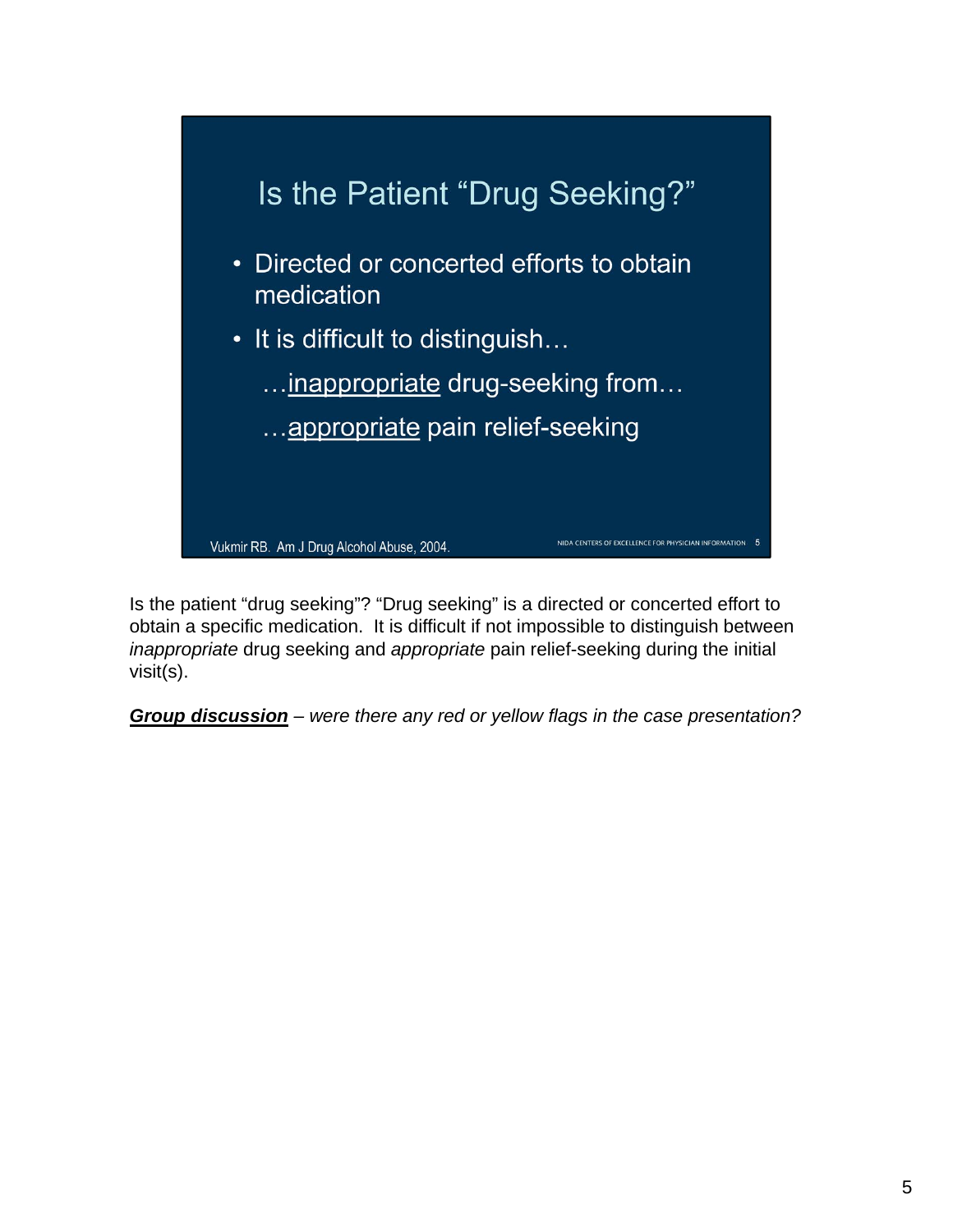## Is the Patient "Drug Seeking?"

- Directed or concerted efforts to obtain medication
- It is difficult to distinguish…

  …<u>inappropriate</u> drug-seeking from…

  …<u>appropriate</u> pain relief-seeking

Vukmir RB. Am J Drug Alcohol Abuse, 2004.

NIDA CENTERS OF EXCELLENCE FOR PHYSICIAN INFORMATION 5

Is the patient "drug seeking"? "Drug seeking" is a directed or concerted effort to obtain a specific medication. It is difficult if not impossible to distinguish between *inappropriate* drug seeking and *appropriate* pain relief-seeking during the initial visit(s).

***<u>Group discussion</u>*** *– were there any red or yellow flags in the case presentation?*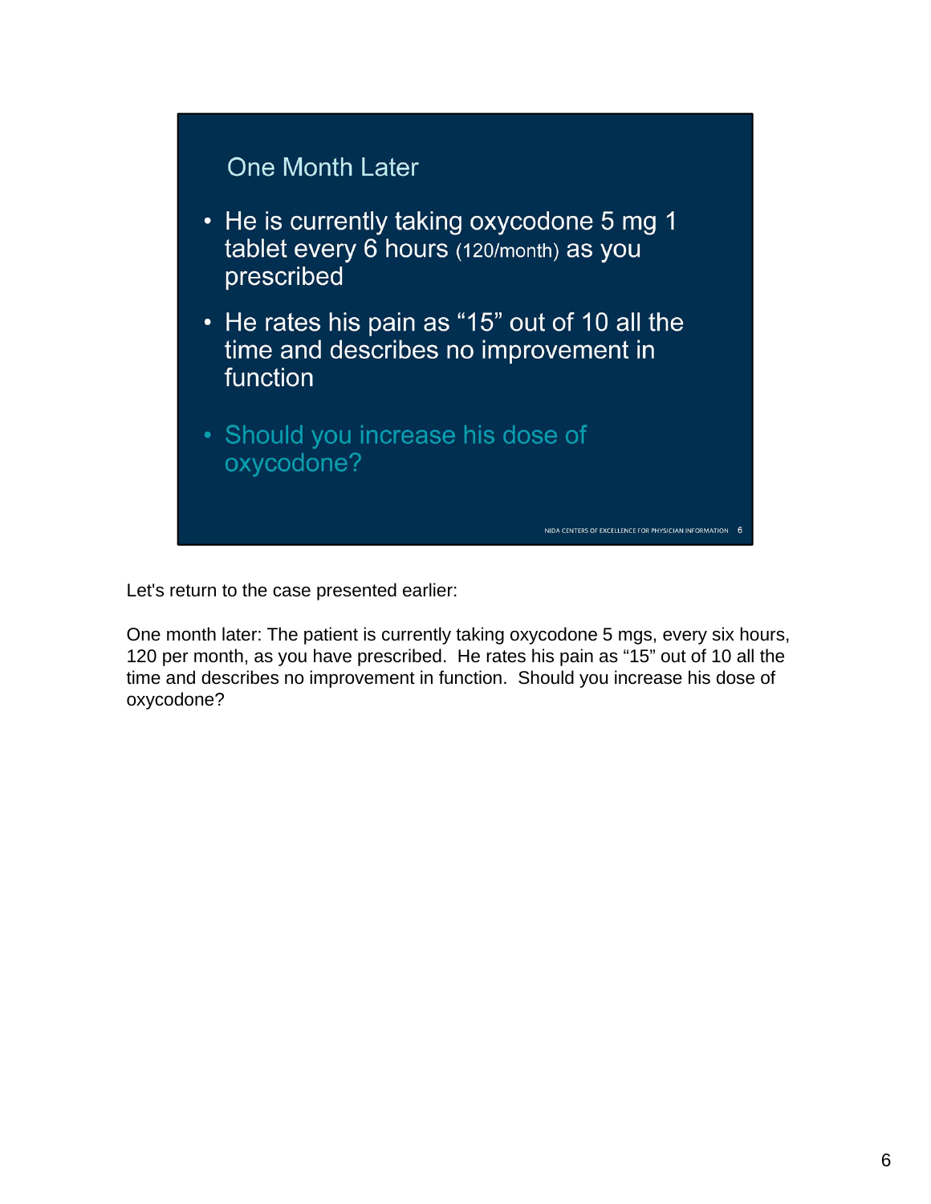## One Month Later

- He is currently taking oxycodone 5 mg 1 tablet every 6 hours (120/month) as you prescribed
- He rates his pain as "15" out of 10 all the time and describes no improvement in function
- Should you increase his dose of oxycodone?

NIDA CENTERS OF EXCELLENCE FOR PHYSICIAN INFORMATION 6

Let's return to the case presented earlier:

One month later: The patient is currently taking oxycodone 5 mgs, every six hours, 120 per month, as you have prescribed. He rates his pain as "15" out of 10 all the time and describes no improvement in function. Should you increase his dose of oxycodone?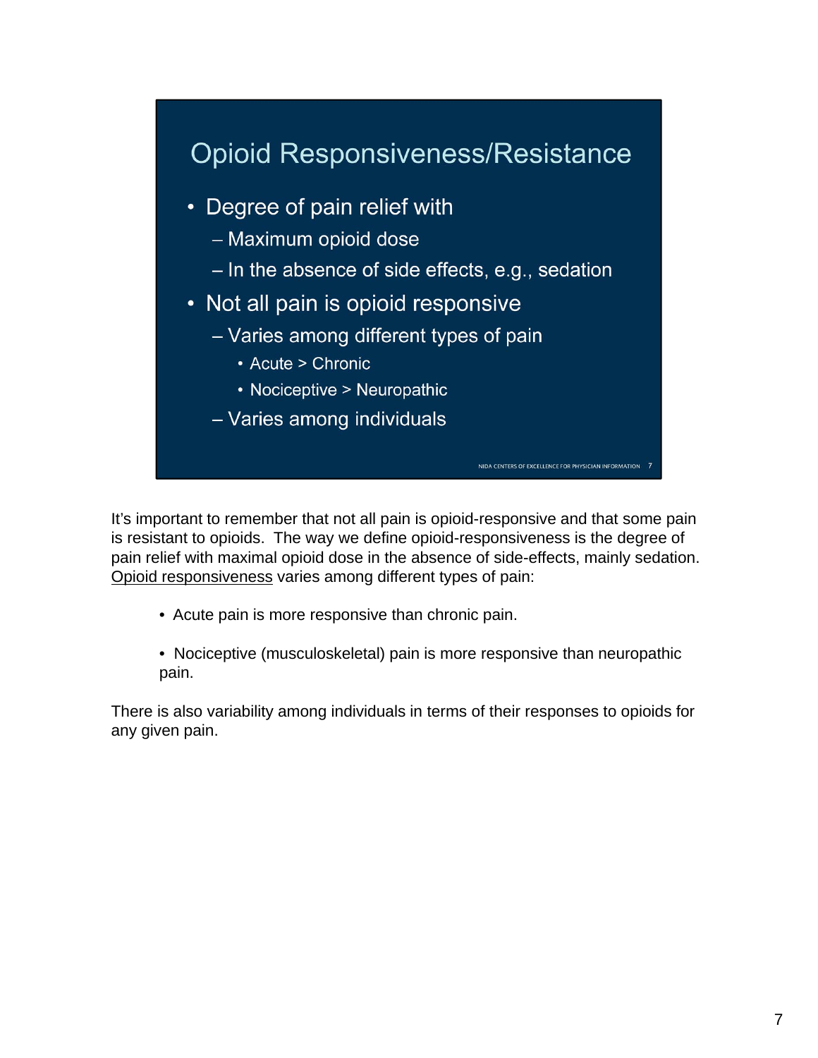## Opioid Responsiveness/Resistance

- Degree of pain relief with
  - Maximum opioid dose
  - In the absence of side effects, e.g., sedation
- Not all pain is opioid responsive
  - Varies among different types of pain
    - Acute > Chronic
    - Nociceptive > Neuropathic
  - Varies among individuals

It's important to remember that not all pain is opioid-responsive and that some pain is resistant to opioids. The way we define opioid-responsiveness is the degree of pain relief with maximal opioid dose in the absence of side-effects, mainly sedation. Opioid responsiveness varies among different types of pain:

- Acute pain is more responsive than chronic pain.
- Nociceptive (musculoskeletal) pain is more responsive than neuropathic pain.

There is also variability among individuals in terms of their responses to opioids for any given pain.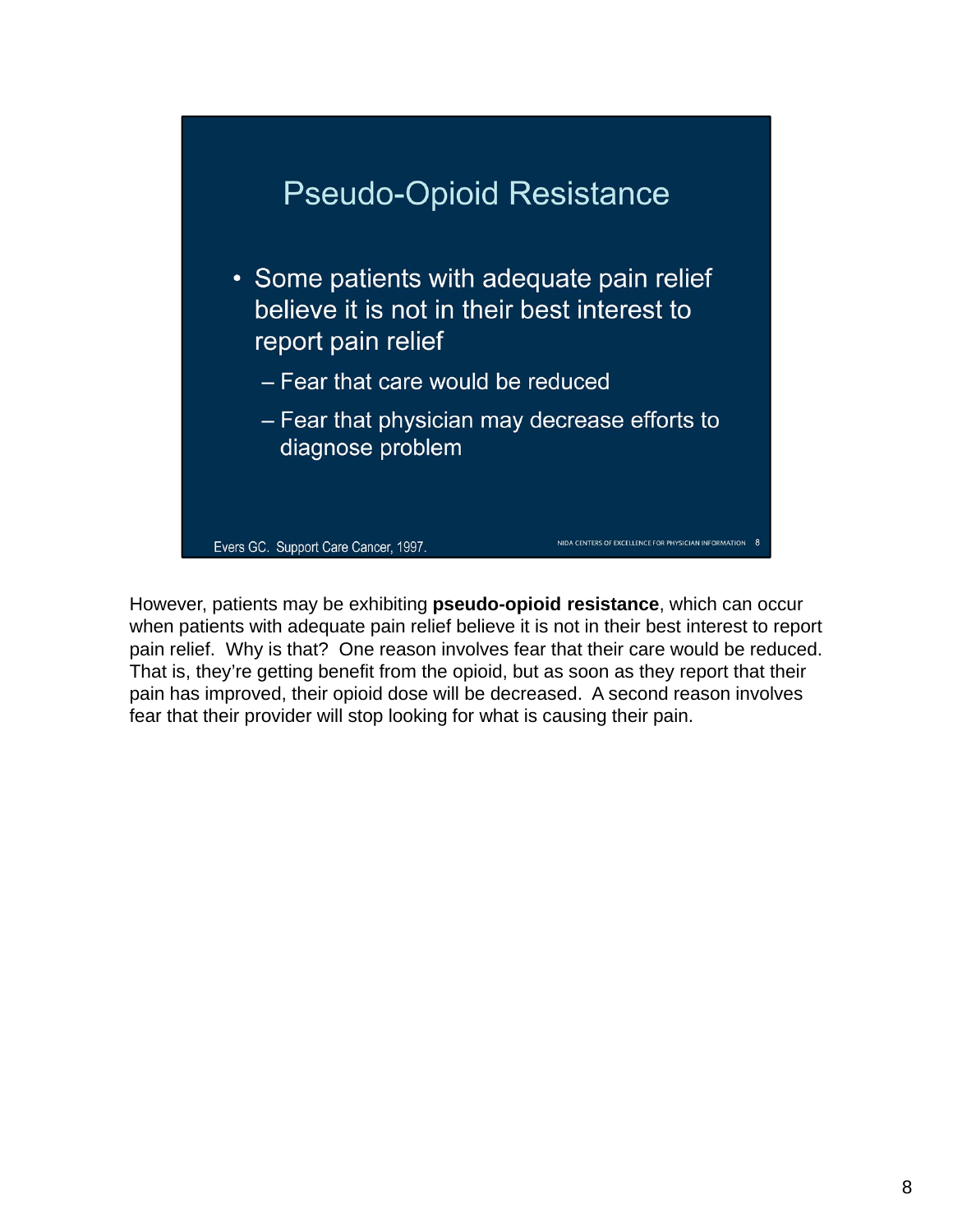## Pseudo-Opioid Resistance

- Some patients with adequate pain relief believe it is not in their best interest to report pain relief
  - Fear that care would be reduced
  - Fear that physician may decrease efforts to diagnose problem

Evers GC. Support Care Cancer, 1997.

NIDA CENTERS OF EXCELLENCE FOR PHYSICIAN INFORMATION 8

However, patients may be exhibiting **pseudo-opioid resistance**, which can occur when patients with adequate pain relief believe it is not in their best interest to report pain relief. Why is that? One reason involves fear that their care would be reduced. That is, they're getting benefit from the opioid, but as soon as they report that their pain has improved, their opioid dose will be decreased. A second reason involves fear that their provider will stop looking for what is causing their pain.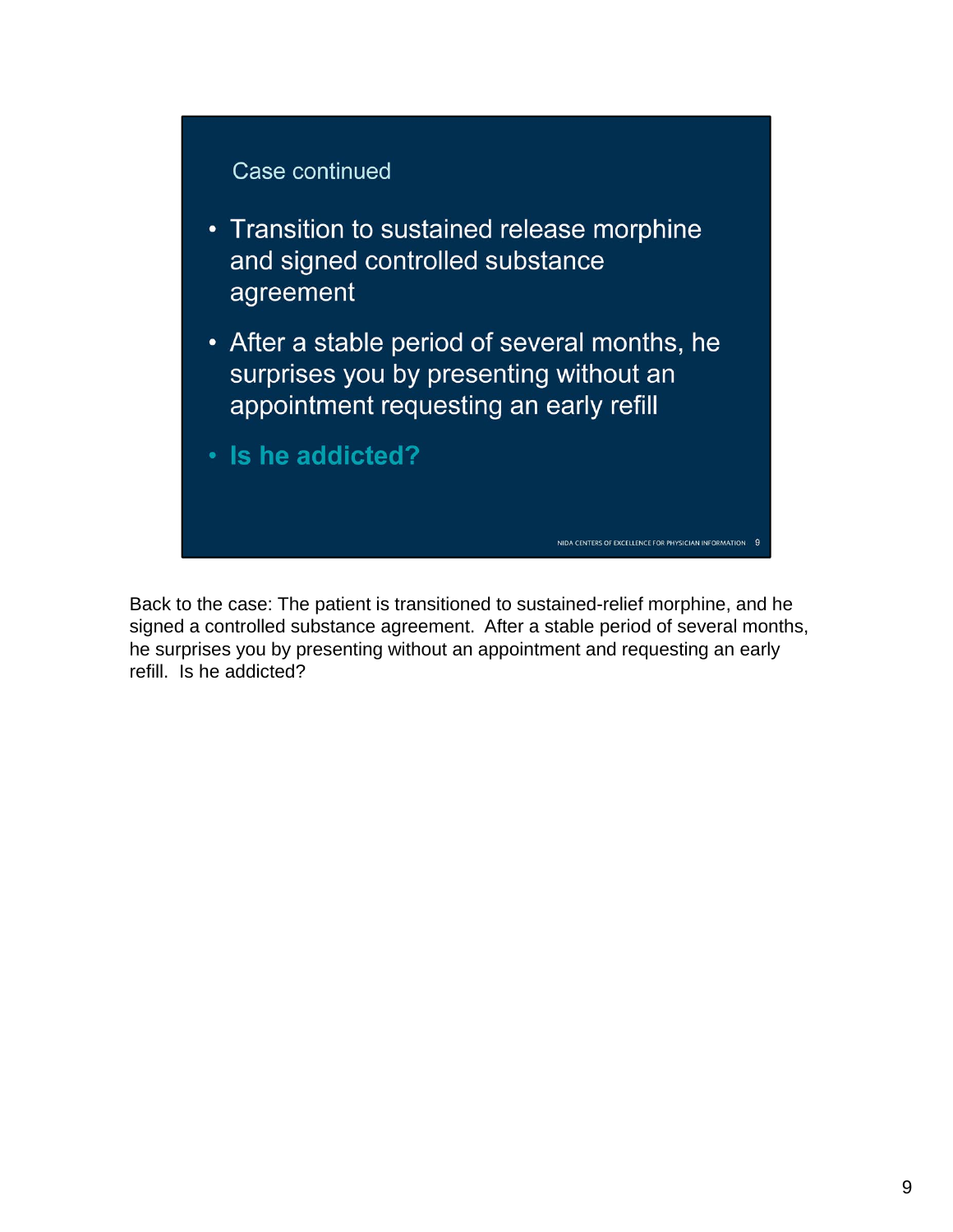## Case continued

- Transition to sustained release morphine and signed controlled substance agreement
- After a stable period of several months, he surprises you by presenting without an appointment requesting an early refill
- **Is he addicted?**

NIDA CENTERS OF EXCELLENCE FOR PHYSICIAN INFORMATION

Back to the case: The patient is transitioned to sustained-relief morphine, and he signed a controlled substance agreement. After a stable period of several months, he surprises you by presenting without an appointment and requesting an early refill. Is he addicted?